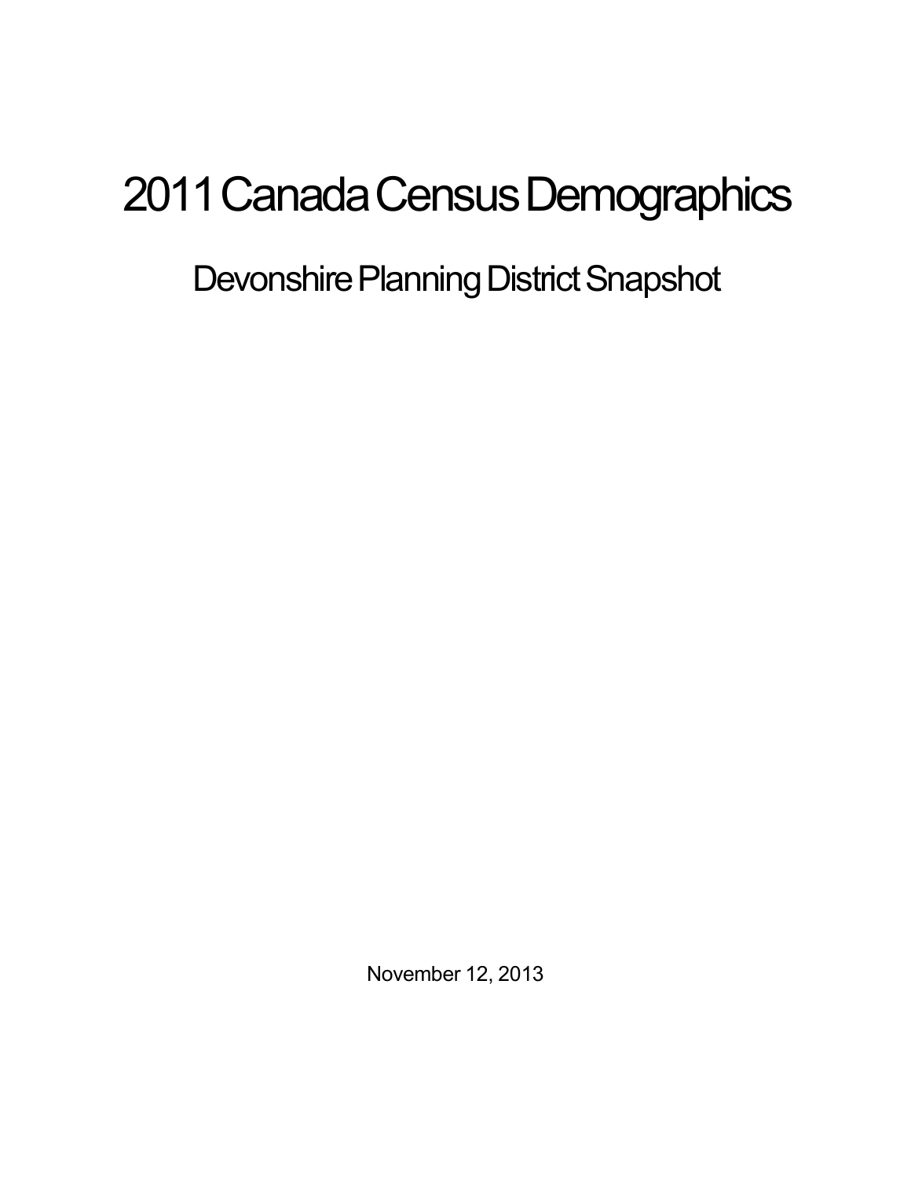# 2011 Canada Census Demographics

## Devonshire Planning District Snapshot

November 12, 2013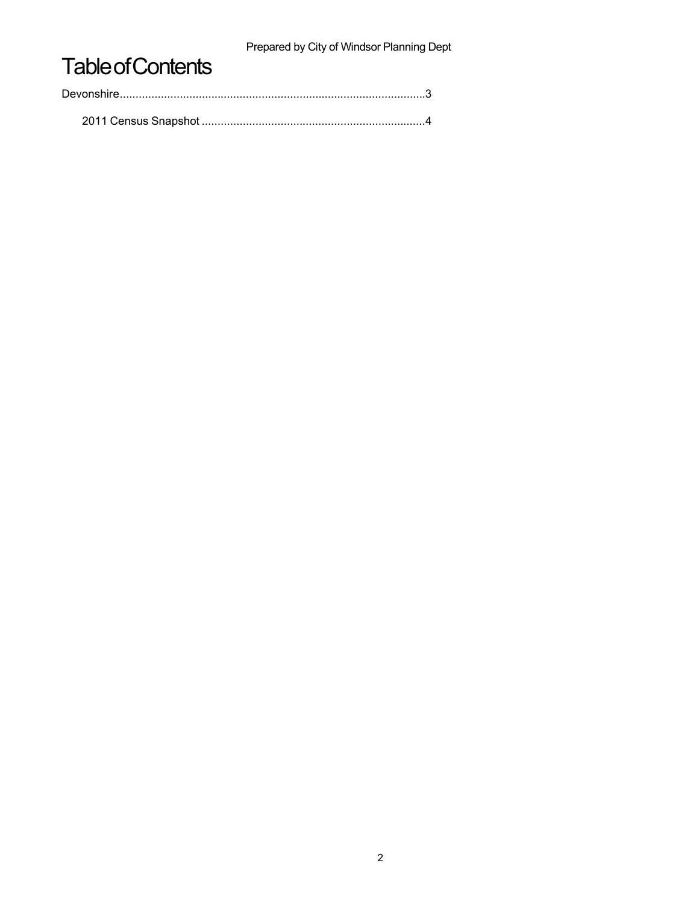# Table of Contents

Devonshire.................................................................................................3

2011 Census Snapshot .......................................................................4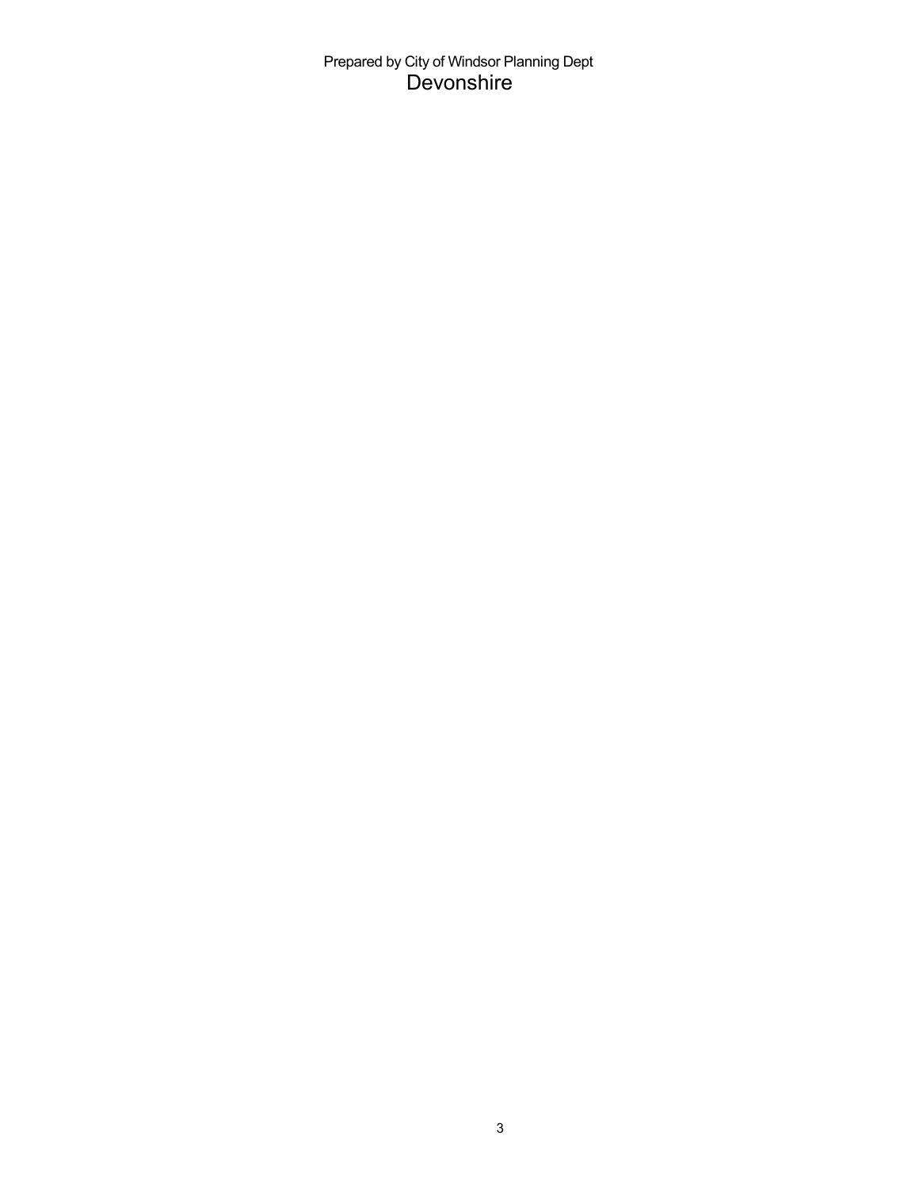Prepared by City of Windsor Planning Dept

# Devonshire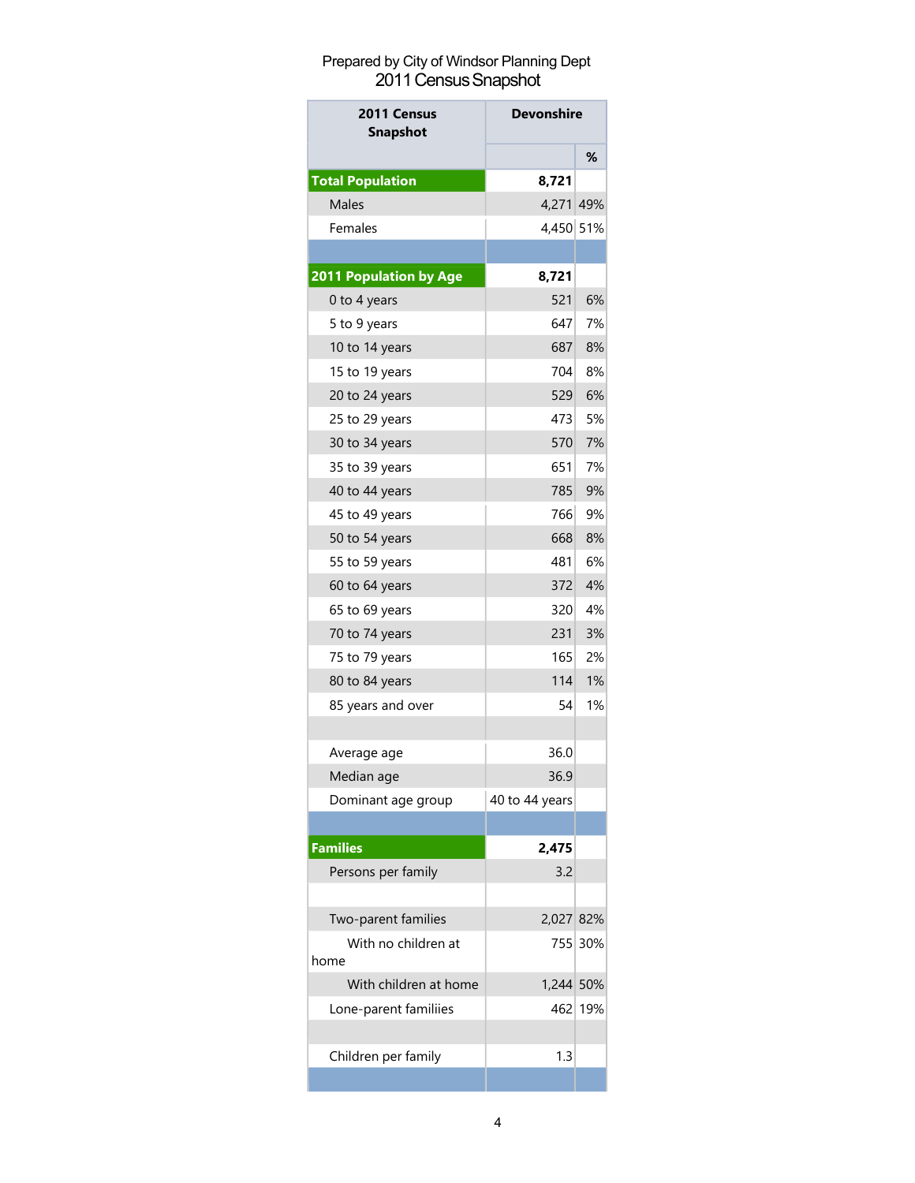Prepared by City of Windsor Planning Dept

2011 Census Snapshot

| 2011 Census Snapshot | Devonshire | |
|---|---|---|
| | | % |
| **Total Population** | **8,721** | |
| Males | 4,271 | 49% |
| Females | 4,450 | 51% |
| | | |
| **2011 Population by Age** | **8,721** | |
| 0 to 4 years | 521 | 6% |
| 5 to 9 years | 647 | 7% |
| 10 to 14 years | 687 | 8% |
| 15 to 19 years | 704 | 8% |
| 20 to 24 years | 529 | 6% |
| 25 to 29 years | 473 | 5% |
| 30 to 34 years | 570 | 7% |
| 35 to 39 years | 651 | 7% |
| 40 to 44 years | 785 | 9% |
| 45 to 49 years | 766 | 9% |
| 50 to 54 years | 668 | 8% |
| 55 to 59 years | 481 | 6% |
| 60 to 64 years | 372 | 4% |
| 65 to 69 years | 320 | 4% |
| 70 to 74 years | 231 | 3% |
| 75 to 79 years | 165 | 2% |
| 80 to 84 years | 114 | 1% |
| 85 years and over | 54 | 1% |
| | | |
| Average age | 36.0 | |
| Median age | 36.9 | |
| Dominant age group | 40 to 44 years | |
| | | |
| **Families** | **2,475** | |
| Persons per family | 3.2 | |
| | | |
| Two-parent families | 2,027 | 82% |
| With no children at home | 755 | 30% |
| With children at home | 1,244 | 50% |
| Lone-parent familiies | 462 | 19% |
| | | |
| Children per family | 1.3 | |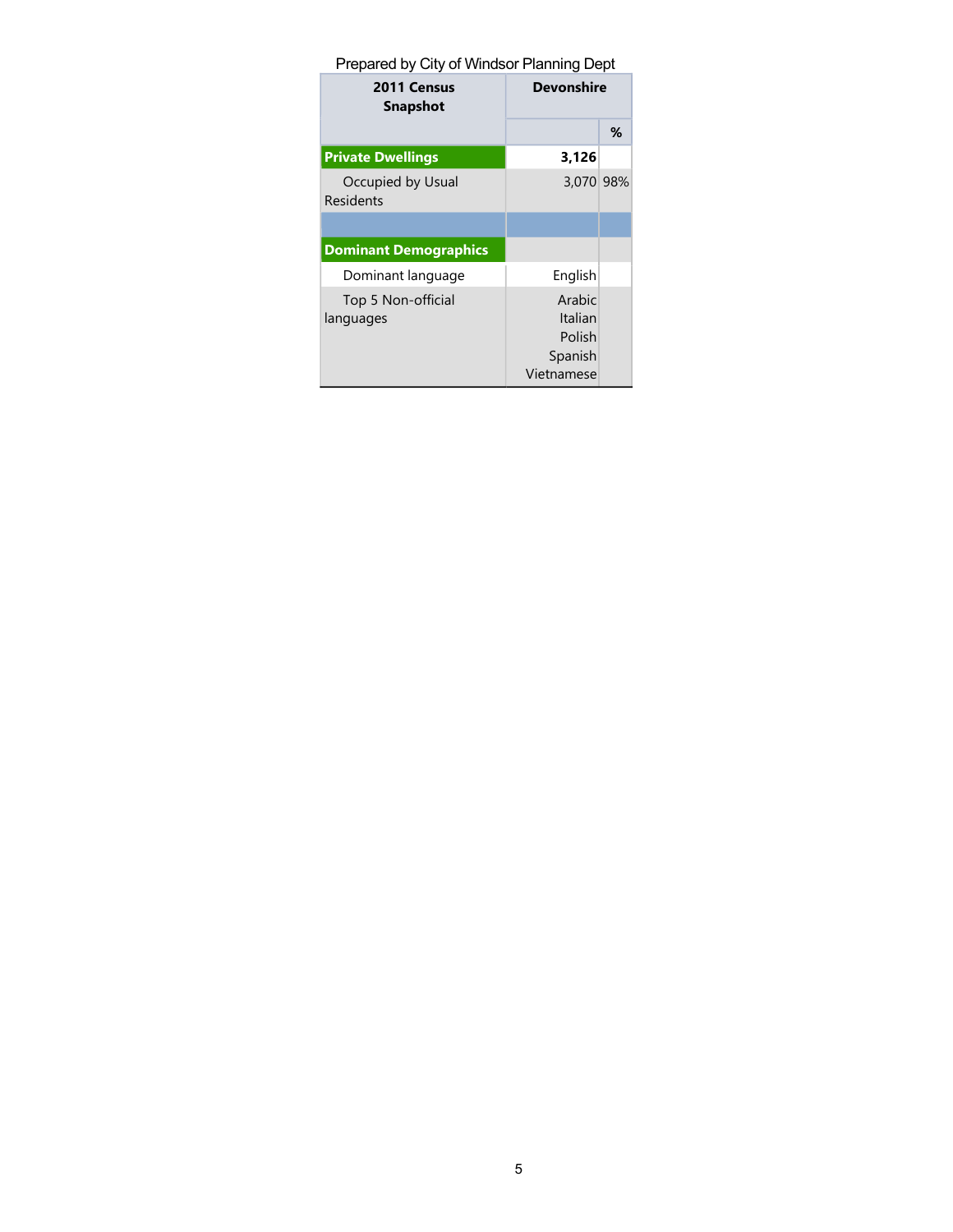Prepared by City of Windsor Planning Dept

| 2011 Census Snapshot | Devonshire | |
|---|---|---|
| | | % |
| **Private Dwellings** | **3,126** | |
| Occupied by Usual Residents | 3,070 | 98% |
| | | |
| **Dominant Demographics** | | |
| Dominant language | English | |
| Top 5 Non-official languages | Arabic<br>Italian<br>Polish<br>Spanish<br>Vietnamese | |